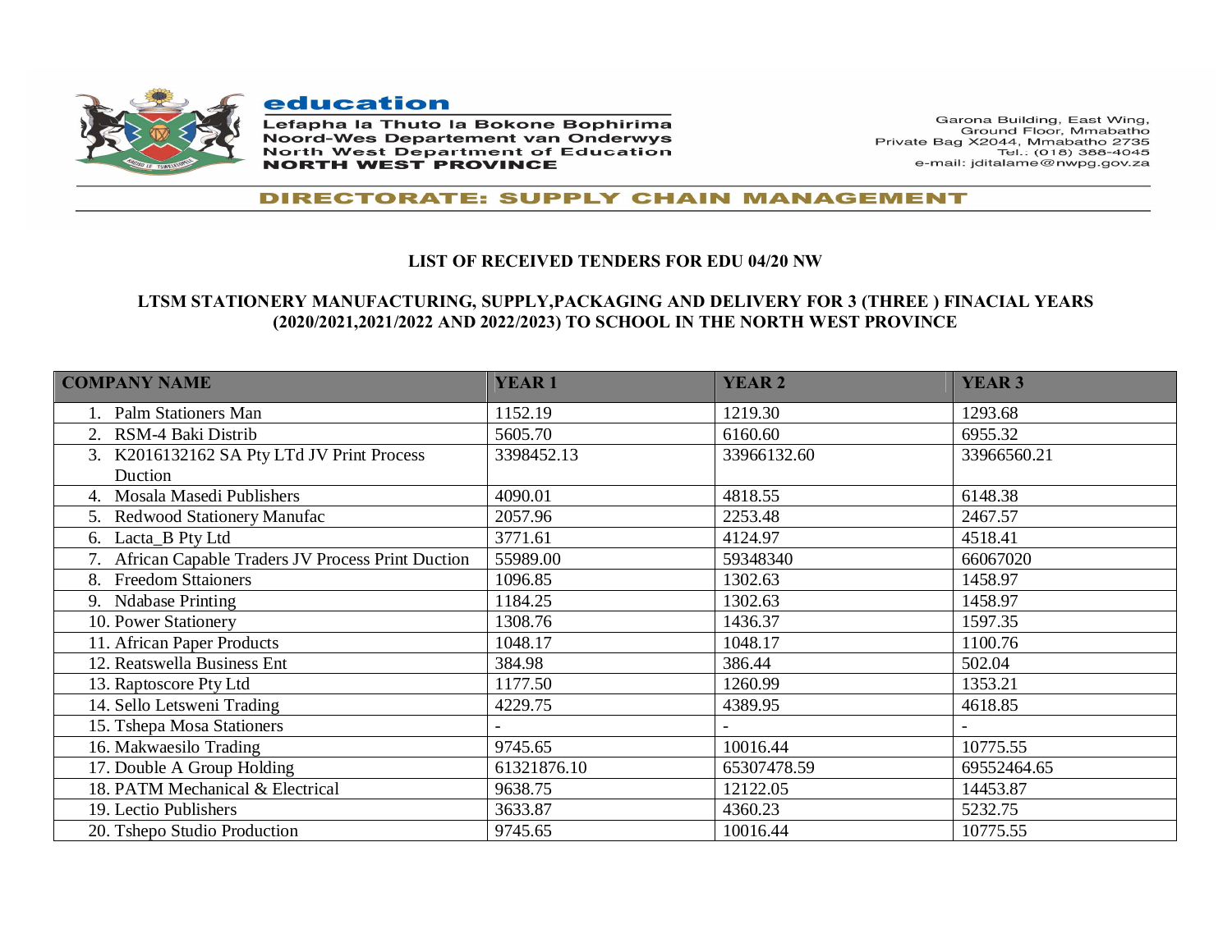**education**

**Lefapha la Thuto la Bokone Bophirima**
**Noord-Wes Departement van Onderwys**
**North West Department of Education**
**NORTH WEST PROVINCE**

Garona Building, East Wing,
Ground Floor, Mmabatho
Private Bag X2044, Mmabatho 2735
Tel.: (018) 388-4045
e-mail: jditalame@nwpg.gov.za

**DIRECTORATE: SUPPLY CHAIN MANAGEMENT**

## LIST OF RECEIVED TENDERS FOR EDU 04/20 NW

## LTSM STATIONERY MANUFACTURING, SUPPLY,PACKAGING AND DELIVERY FOR 3 (THREE ) FINACIAL YEARS (2020/2021,2021/2022 AND 2022/2023) TO SCHOOL IN THE NORTH WEST PROVINCE

| COMPANY NAME | YEAR 1 | YEAR 2 | YEAR 3 |
|---|---|---|---|
| 1. Palm Stationers Man | 1152.19 | 1219.30 | 1293.68 |
| 2. RSM-4 Baki Distrib | 5605.70 | 6160.60 | 6955.32 |
| 3. K2016132162 SA Pty LTd JV Print Process Duction | 3398452.13 | 33966132.60 | 33966560.21 |
| 4. Mosala Masedi Publishers | 4090.01 | 4818.55 | 6148.38 |
| 5. Redwood Stationery Manufac | 2057.96 | 2253.48 | 2467.57 |
| 6. Lacta_B Pty Ltd | 3771.61 | 4124.97 | 4518.41 |
| 7. African Capable Traders JV Process Print Duction | 55989.00 | 59348340 | 66067020 |
| 8. Freedom Sttaioners | 1096.85 | 1302.63 | 1458.97 |
| 9. Ndabase Printing | 1184.25 | 1302.63 | 1458.97 |
| 10. Power Stationery | 1308.76 | 1436.37 | 1597.35 |
| 11. African Paper Products | 1048.17 | 1048.17 | 1100.76 |
| 12. Reatswella Business Ent | 384.98 | 386.44 | 502.04 |
| 13. Raptoscore Pty Ltd | 1177.50 | 1260.99 | 1353.21 |
| 14. Sello Letsweni Trading | 4229.75 | 4389.95 | 4618.85 |
| 15. Tshepa Mosa Stationers | - | - | - |
| 16. Makwaesilo Trading | 9745.65 | 10016.44 | 10775.55 |
| 17. Double A Group Holding | 61321876.10 | 65307478.59 | 69552464.65 |
| 18. PATM Mechanical & Electrical | 9638.75 | 12122.05 | 14453.87 |
| 19. Lectio Publishers | 3633.87 | 4360.23 | 5232.75 |
| 20. Tshepo Studio Production | 9745.65 | 10016.44 | 10775.55 |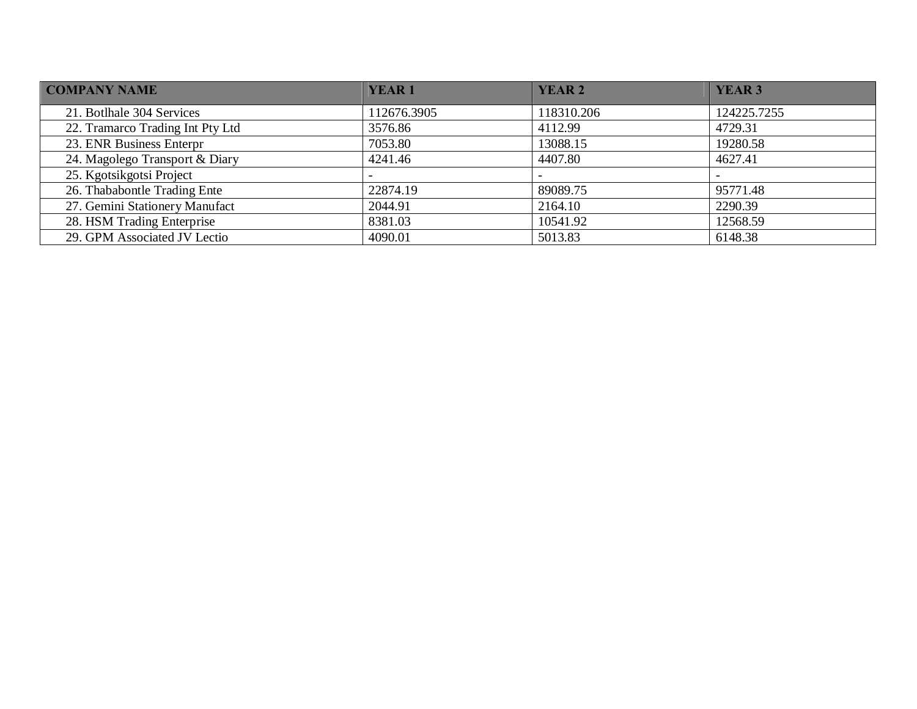| COMPANY NAME | YEAR 1 | YEAR 2 | YEAR 3 |
|---|---|---|---|
| 21. Botlhale 304 Services | 112676.3905 | 118310.206 | 124225.7255 |
| 22. Tramarco Trading Int Pty Ltd | 3576.86 | 4112.99 | 4729.31 |
| 23. ENR Business Enterpr | 7053.80 | 13088.15 | 19280.58 |
| 24. Magolego Transport & Diary | 4241.46 | 4407.80 | 4627.41 |
| 25. Kgotsikgotsi Project | - | - | - |
| 26. Thababontle Trading Ente | 22874.19 | 89089.75 | 95771.48 |
| 27. Gemini Stationery Manufact | 2044.91 | 2164.10 | 2290.39 |
| 28. HSM Trading Enterprise | 8381.03 | 10541.92 | 12568.59 |
| 29. GPM Associated JV Lectio | 4090.01 | 5013.83 | 6148.38 |